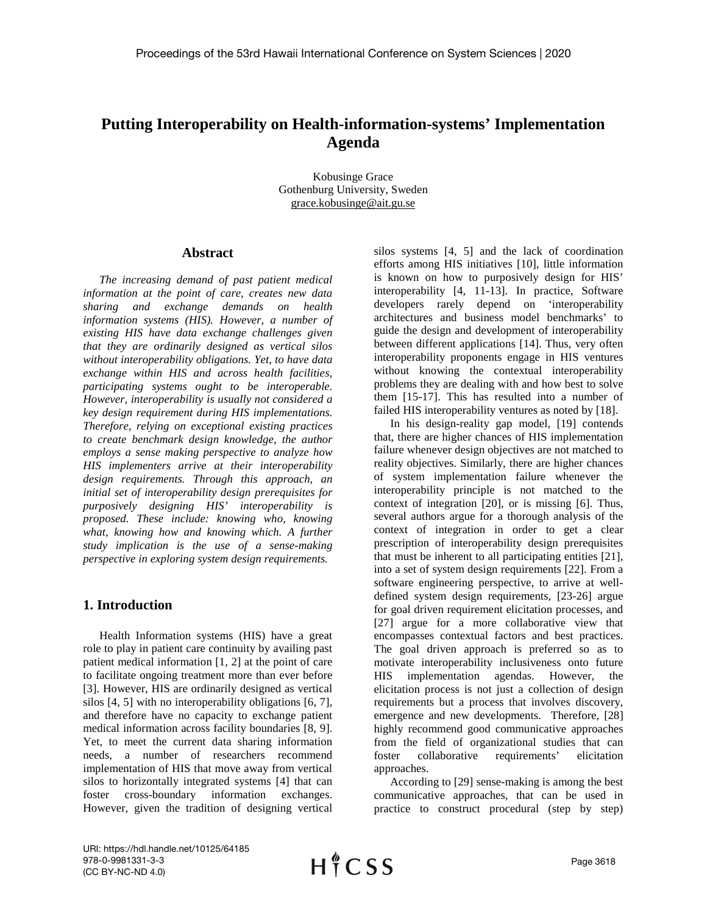# Putting Interoperability on Health-information-systems' Implementation Agenda

Kobusinge Grace
Gothenburg University, Sweden
grace.kobusinge@ait.gu.se

## Abstract

*The increasing demand of past patient medical information at the point of care, creates new data sharing and exchange demands on health information systems (HIS). However, a number of existing HIS have data exchange challenges given that they are ordinarily designed as vertical silos without interoperability obligations. Yet, to have data exchange within HIS and across health facilities, participating systems ought to be interoperable. However, interoperability is usually not considered a key design requirement during HIS implementations. Therefore, relying on exceptional existing practices to create benchmark design knowledge, the author employs a sense making perspective to analyze how HIS implementers arrive at their interoperability design requirements. Through this approach, an initial set of interoperability design prerequisites for purposively designing HIS' interoperability is proposed. These include: knowing who, knowing what, knowing how and knowing which. A further study implication is the use of a sense-making perspective in exploring system design requirements.*

## 1. Introduction

Health Information systems (HIS) have a great role to play in patient care continuity by availing past patient medical information [1, 2] at the point of care to facilitate ongoing treatment more than ever before [3]. However, HIS are ordinarily designed as vertical silos [4, 5] with no interoperability obligations [6, 7], and therefore have no capacity to exchange patient medical information across facility boundaries [8, 9]. Yet, to meet the current data sharing information needs, a number of researchers recommend implementation of HIS that move away from vertical silos to horizontally integrated systems [4] that can foster cross-boundary information exchanges. However, given the tradition of designing vertical silos systems [4, 5] and the lack of coordination efforts among HIS initiatives [10], little information is known on how to purposively design for HIS' interoperability [4, 11-13]. In practice, Software developers rarely depend on 'interoperability architectures and business model benchmarks' to guide the design and development of interoperability between different applications [14]. Thus, very often interoperability proponents engage in HIS ventures without knowing the contextual interoperability problems they are dealing with and how best to solve them [15-17]. This has resulted into a number of failed HIS interoperability ventures as noted by [18].

In his design-reality gap model, [19] contends that, there are higher chances of HIS implementation failure whenever design objectives are not matched to reality objectives. Similarly, there are higher chances of system implementation failure whenever the interoperability principle is not matched to the context of integration [20], or is missing [6]. Thus, several authors argue for a thorough analysis of the context of integration in order to get a clear prescription of interoperability design prerequisites that must be inherent to all participating entities [21], into a set of system design requirements [22]. From a software engineering perspective, to arrive at well-defined system design requirements, [23-26] argue for goal driven requirement elicitation processes, and [27] argue for a more collaborative view that encompasses contextual factors and best practices. The goal driven approach is preferred so as to motivate interoperability inclusiveness onto future HIS implementation agendas. However, the elicitation process is not just a collection of design requirements but a process that involves discovery, emergence and new developments. Therefore, [28] highly recommend good communicative approaches from the field of organizational studies that can foster collaborative requirements' elicitation approaches.

According to [29] sense-making is among the best communicative approaches, that can be used in practice to construct procedural (step by step)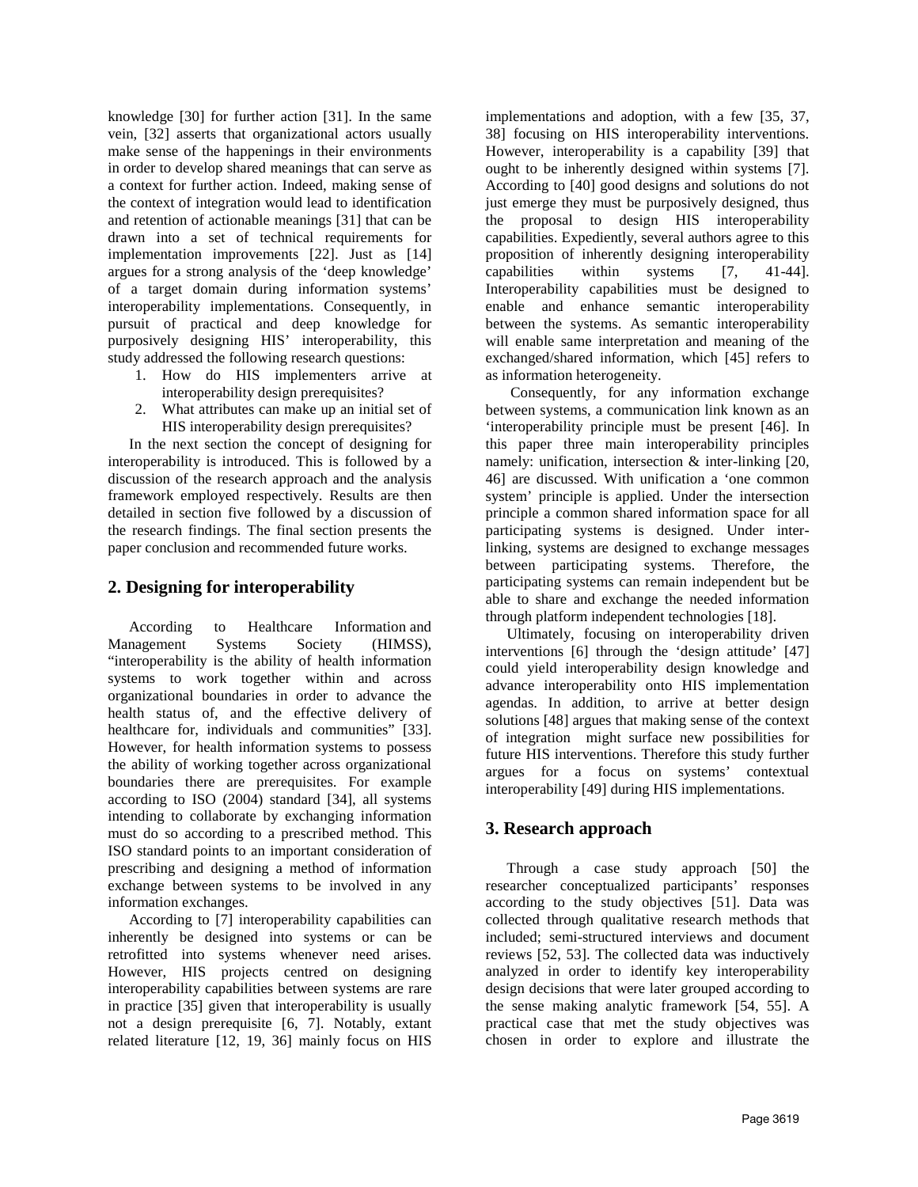knowledge [30] for further action [31]. In the same vein, [32] asserts that organizational actors usually make sense of the happenings in their environments in order to develop shared meanings that can serve as a context for further action. Indeed, making sense of the context of integration would lead to identification and retention of actionable meanings [31] that can be drawn into a set of technical requirements for implementation improvements [22]. Just as [14] argues for a strong analysis of the 'deep knowledge' of a target domain during information systems' interoperability implementations. Consequently, in pursuit of practical and deep knowledge for purposively designing HIS' interoperability, this study addressed the following research questions:

1. How do HIS implementers arrive at interoperability design prerequisites?
2. What attributes can make up an initial set of HIS interoperability design prerequisites?

In the next section the concept of designing for interoperability is introduced. This is followed by a discussion of the research approach and the analysis framework employed respectively. Results are then detailed in section five followed by a discussion of the research findings. The final section presents the paper conclusion and recommended future works.

## 2. Designing for interoperability

According to Healthcare Information and Management Systems Society (HIMSS), "interoperability is the ability of health information systems to work together within and across organizational boundaries in order to advance the health status of, and the effective delivery of healthcare for, individuals and communities" [33]. However, for health information systems to possess the ability of working together across organizational boundaries there are prerequisites. For example according to ISO (2004) standard [34], all systems intending to collaborate by exchanging information must do so according to a prescribed method. This ISO standard points to an important consideration of prescribing and designing a method of information exchange between systems to be involved in any information exchanges.

According to [7] interoperability capabilities can inherently be designed into systems or can be retrofitted into systems whenever need arises. However, HIS projects centred on designing interoperability capabilities between systems are rare in practice [35] given that interoperability is usually not a design prerequisite [6, 7]. Notably, extant related literature [12, 19, 36] mainly focus on HIS implementations and adoption, with a few [35, 37, 38] focusing on HIS interoperability interventions. However, interoperability is a capability [39] that ought to be inherently designed within systems [7]. According to [40] good designs and solutions do not just emerge they must be purposively designed, thus the proposal to design HIS interoperability capabilities. Expediently, several authors agree to this proposition of inherently designing interoperability capabilities within systems [7, 41-44]. Interoperability capabilities must be designed to enable and enhance semantic interoperability between the systems. As semantic interoperability will enable same interpretation and meaning of the exchanged/shared information, which [45] refers to as information heterogeneity.

Consequently, for any information exchange between systems, a communication link known as an 'interoperability principle must be present [46]. In this paper three main interoperability principles namely: unification, intersection & inter-linking [20, 46] are discussed. With unification a 'one common system' principle is applied. Under the intersection principle a common shared information space for all participating systems is designed. Under inter-linking, systems are designed to exchange messages between participating systems. Therefore, the participating systems can remain independent but be able to share and exchange the needed information through platform independent technologies [18].

Ultimately, focusing on interoperability driven interventions [6] through the 'design attitude' [47] could yield interoperability design knowledge and advance interoperability onto HIS implementation agendas. In addition, to arrive at better design solutions [48] argues that making sense of the context of integration might surface new possibilities for future HIS interventions. Therefore this study further argues for a focus on systems' contextual interoperability [49] during HIS implementations.

## 3. Research approach

Through a case study approach [50] the researcher conceptualized participants' responses according to the study objectives [51]. Data was collected through qualitative research methods that included; semi-structured interviews and document reviews [52, 53]. The collected data was inductively analyzed in order to identify key interoperability design decisions that were later grouped according to the sense making analytic framework [54, 55]. A practical case that met the study objectives was chosen in order to explore and illustrate the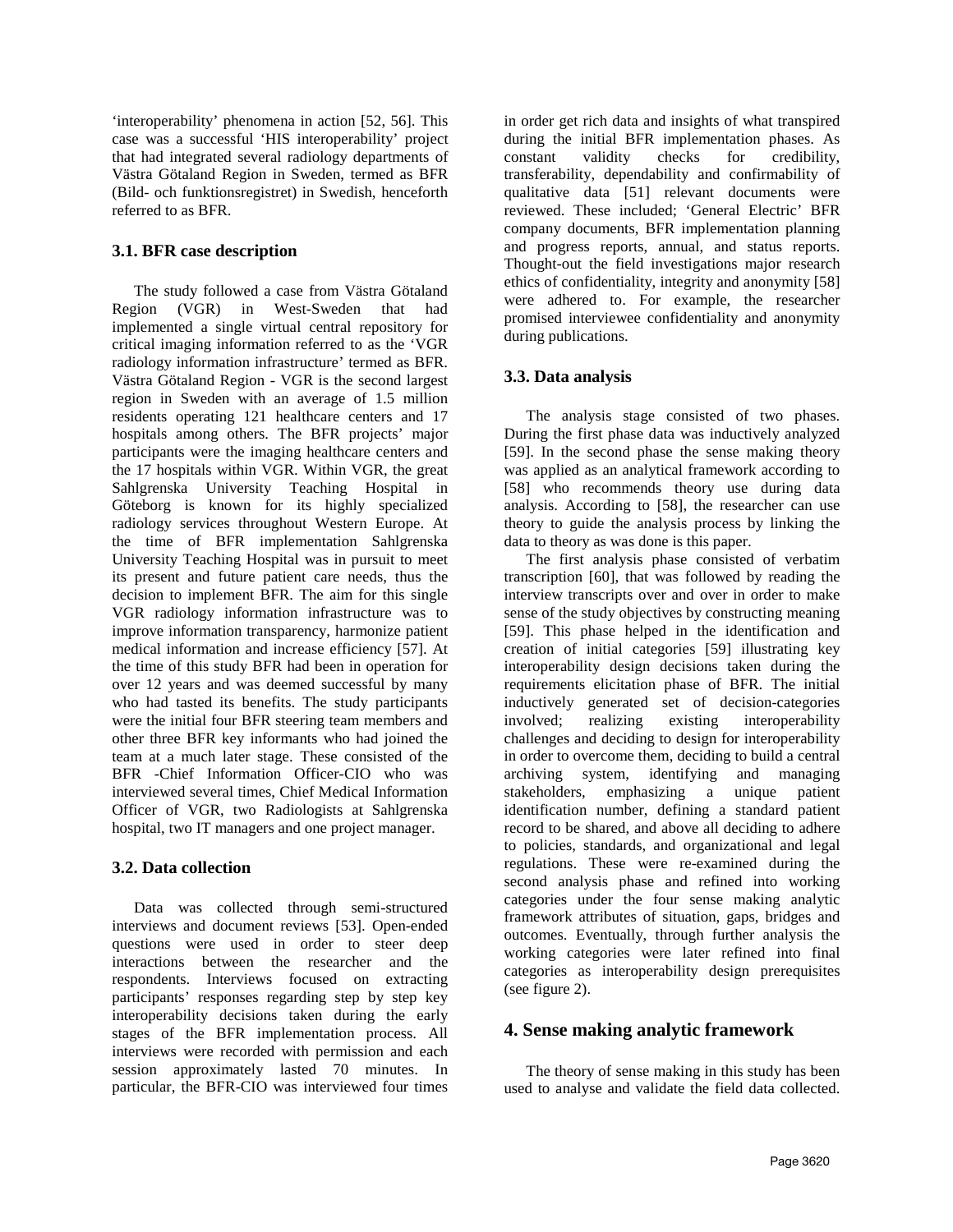'interoperability' phenomena in action [52, 56]. This case was a successful 'HIS interoperability' project that had integrated several radiology departments of Västra Götaland Region in Sweden, termed as BFR (Bild- och funktionsregistret) in Swedish, henceforth referred to as BFR.

### 3.1. BFR case description

The study followed a case from Västra Götaland Region (VGR) in West-Sweden that had implemented a single virtual central repository for critical imaging information referred to as the 'VGR radiology information infrastructure' termed as BFR. Västra Götaland Region - VGR is the second largest region in Sweden with an average of 1.5 million residents operating 121 healthcare centers and 17 hospitals among others. The BFR projects' major participants were the imaging healthcare centers and the 17 hospitals within VGR. Within VGR, the great Sahlgrenska University Teaching Hospital in Göteborg is known for its highly specialized radiology services throughout Western Europe. At the time of BFR implementation Sahlgrenska University Teaching Hospital was in pursuit to meet its present and future patient care needs, thus the decision to implement BFR. The aim for this single VGR radiology information infrastructure was to improve information transparency, harmonize patient medical information and increase efficiency [57]. At the time of this study BFR had been in operation for over 12 years and was deemed successful by many who had tasted its benefits. The study participants were the initial four BFR steering team members and other three BFR key informants who had joined the team at a much later stage. These consisted of the BFR -Chief Information Officer-CIO who was interviewed several times, Chief Medical Information Officer of VGR, two Radiologists at Sahlgrenska hospital, two IT managers and one project manager.

### 3.2. Data collection

Data was collected through semi-structured interviews and document reviews [53]. Open-ended questions were used in order to steer deep interactions between the researcher and the respondents. Interviews focused on extracting participants' responses regarding step by step key interoperability decisions taken during the early stages of the BFR implementation process. All interviews were recorded with permission and each session approximately lasted 70 minutes. In particular, the BFR-CIO was interviewed four times in order get rich data and insights of what transpired during the initial BFR implementation phases. As constant validity checks for credibility, transferability, dependability and confirmability of qualitative data [51] relevant documents were reviewed. These included; 'General Electric' BFR company documents, BFR implementation planning and progress reports, annual, and status reports. Thought-out the field investigations major research ethics of confidentiality, integrity and anonymity [58] were adhered to. For example, the researcher promised interviewee confidentiality and anonymity during publications.

### 3.3. Data analysis

The analysis stage consisted of two phases. During the first phase data was inductively analyzed [59]. In the second phase the sense making theory was applied as an analytical framework according to [58] who recommends theory use during data analysis. According to [58], the researcher can use theory to guide the analysis process by linking the data to theory as was done is this paper.

The first analysis phase consisted of verbatim transcription [60], that was followed by reading the interview transcripts over and over in order to make sense of the study objectives by constructing meaning [59]. This phase helped in the identification and creation of initial categories [59] illustrating key interoperability design decisions taken during the requirements elicitation phase of BFR. The initial inductively generated set of decision-categories involved; realizing existing interoperability challenges and deciding to design for interoperability in order to overcome them, deciding to build a central archiving system, identifying and managing stakeholders, emphasizing a unique patient identification number, defining a standard patient record to be shared, and above all deciding to adhere to policies, standards, and organizational and legal regulations. These were re-examined during the second analysis phase and refined into working categories under the four sense making analytic framework attributes of situation, gaps, bridges and outcomes. Eventually, through further analysis the working categories were later refined into final categories as interoperability design prerequisites (see figure 2).

## 4. Sense making analytic framework

The theory of sense making in this study has been used to analyse and validate the field data collected.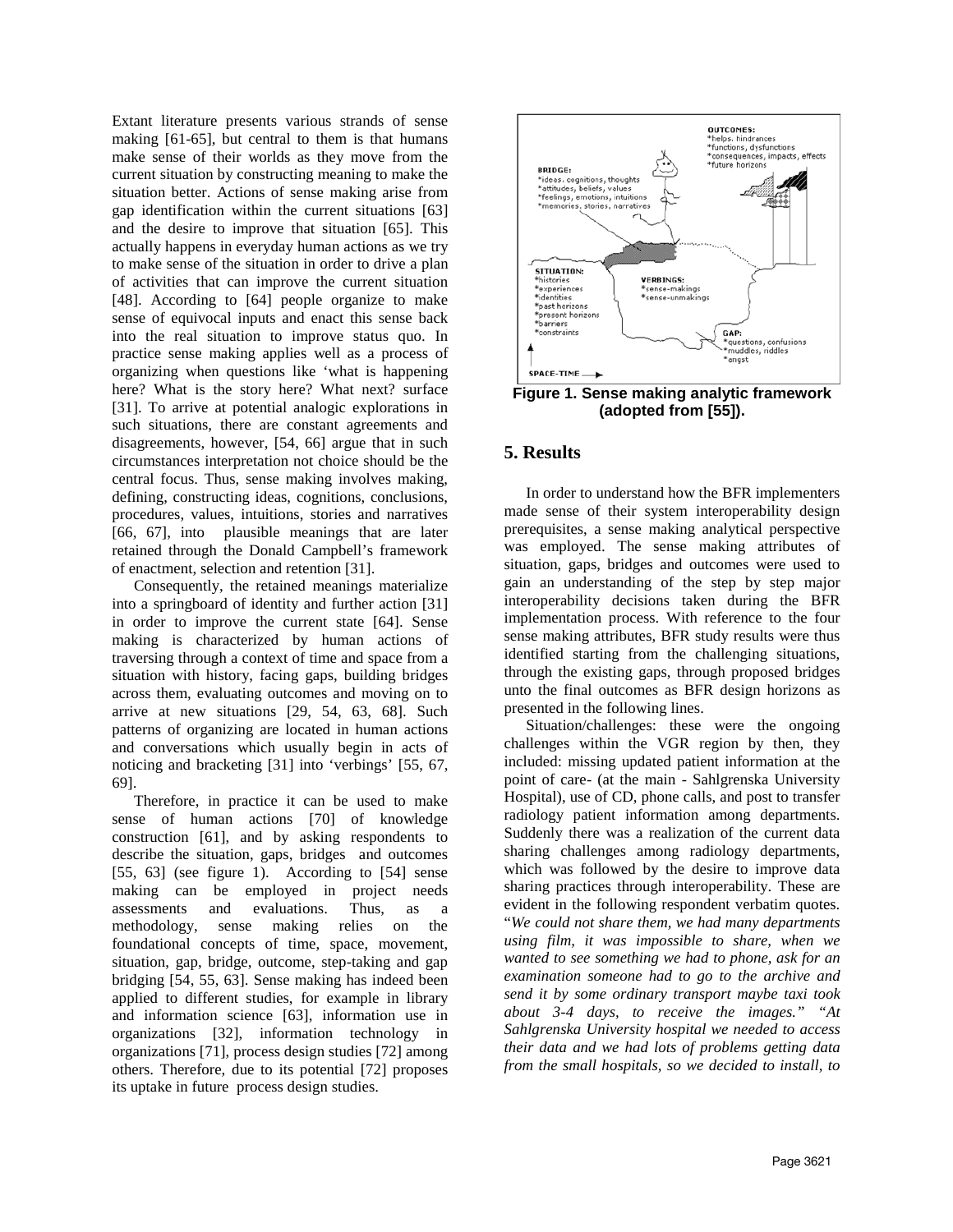Extant literature presents various strands of sense making [61-65], but central to them is that humans make sense of their worlds as they move from the current situation by constructing meaning to make the situation better. Actions of sense making arise from gap identification within the current situations [63] and the desire to improve that situation [65]. This actually happens in everyday human actions as we try to make sense of the situation in order to drive a plan of activities that can improve the current situation [48]. According to [64] people organize to make sense of equivocal inputs and enact this sense back into the real situation to improve status quo. In practice sense making applies well as a process of organizing when questions like 'what is happening here? What is the story here? What next? surface [31]. To arrive at potential analogic explorations in such situations, there are constant agreements and disagreements, however, [54, 66] argue that in such circumstances interpretation not choice should be the central focus. Thus, sense making involves making, defining, constructing ideas, cognitions, conclusions, procedures, values, intuitions, stories and narratives [66, 67], into plausible meanings that are later retained through the Donald Campbell's framework of enactment, selection and retention [31].

Consequently, the retained meanings materialize into a springboard of identity and further action [31] in order to improve the current state [64]. Sense making is characterized by human actions of traversing through a context of time and space from a situation with history, facing gaps, building bridges across them, evaluating outcomes and moving on to arrive at new situations [29, 54, 63, 68]. Such patterns of organizing are located in human actions and conversations which usually begin in acts of noticing and bracketing [31] into 'verbings' [55, 67, 69].

Therefore, in practice it can be used to make sense of human actions [70] of knowledge construction [61], and by asking respondents to describe the situation, gaps, bridges and outcomes [55, 63] (see figure 1). According to [54] sense making can be employed in project needs assessments and evaluations. Thus, as a methodology, sense making relies on the foundational concepts of time, space, movement, situation, gap, bridge, outcome, step-taking and gap bridging [54, 55, 63]. Sense making has indeed been applied to different studies, for example in library and information science [63], information use in organizations [32], information technology in organizations [71], process design studies [72] among others. Therefore, due to its potential [72] proposes its uptake in future process design studies.

**Figure 1. Sense making analytic framework (adopted from [55]).**

## 5. Results

In order to understand how the BFR implementers made sense of their system interoperability design prerequisites, a sense making analytical perspective was employed. The sense making attributes of situation, gaps, bridges and outcomes were used to gain an understanding of the step by step major interoperability decisions taken during the BFR implementation process. With reference to the four sense making attributes, BFR study results were thus identified starting from the challenging situations, through the existing gaps, through proposed bridges unto the final outcomes as BFR design horizons as presented in the following lines.

Situation/challenges: these were the ongoing challenges within the VGR region by then, they included: missing updated patient information at the point of care- (at the main - Sahlgrenska University Hospital), use of CD, phone calls, and post to transfer radiology patient information among departments. Suddenly there was a realization of the current data sharing challenges among radiology departments, which was followed by the desire to improve data sharing practices through interoperability. These are evident in the following respondent verbatim quotes. "*We could not share them, we had many departments using film, it was impossible to share, when we wanted to see something we had to phone, ask for an examination someone had to go to the archive and send it by some ordinary transport maybe taxi took about 3-4 days, to receive the images.*" "*At Sahlgrenska University hospital we needed to access their data and we had lots of problems getting data from the small hospitals, so we decided to install, to*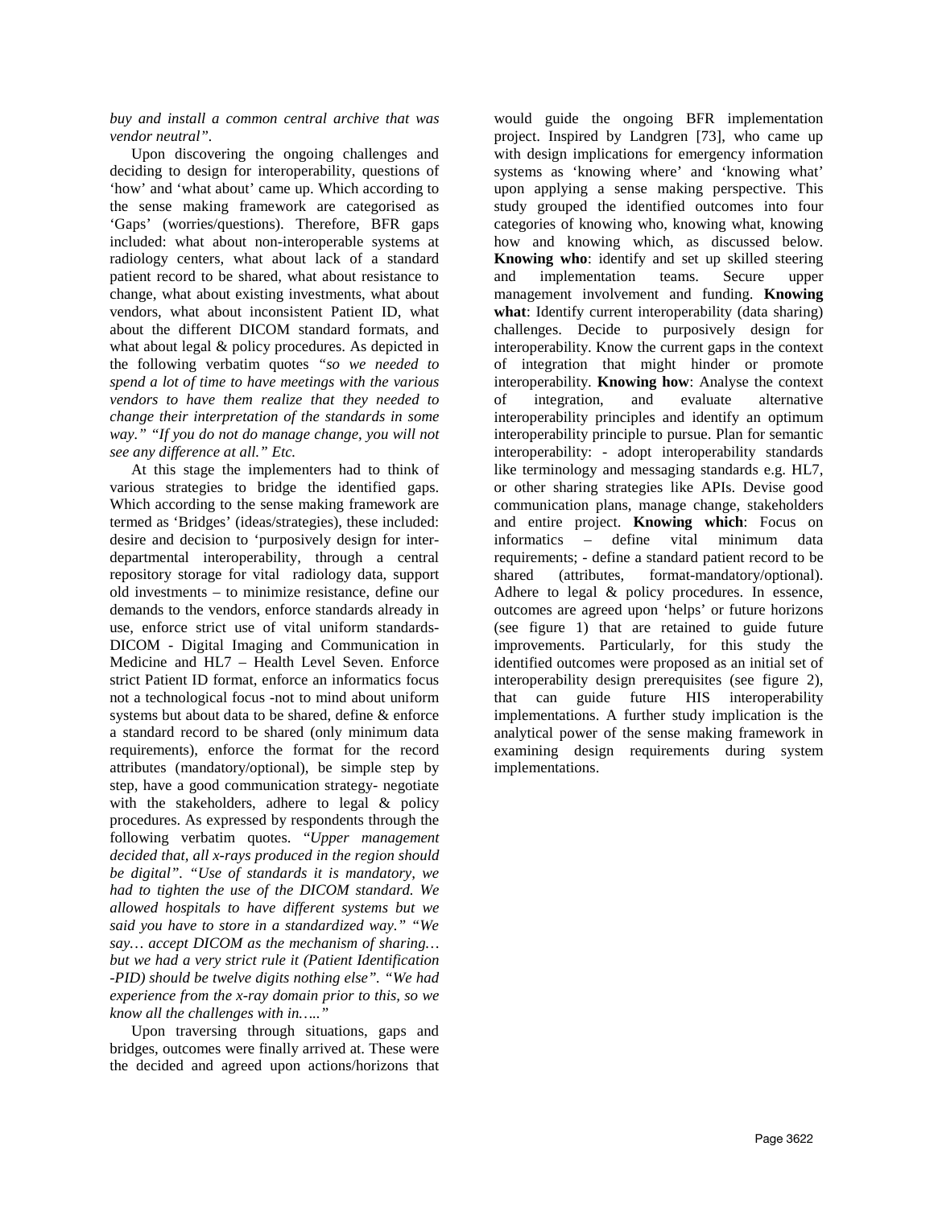*buy and install a common central archive that was vendor neutral".*

Upon discovering the ongoing challenges and deciding to design for interoperability, questions of 'how' and 'what about' came up. Which according to the sense making framework are categorised as 'Gaps' (worries/questions). Therefore, BFR gaps included: what about non-interoperable systems at radiology centers, what about lack of a standard patient record to be shared, what about resistance to change, what about existing investments, what about vendors, what about inconsistent Patient ID, what about the different DICOM standard formats, and what about legal & policy procedures. As depicted in the following verbatim quotes *"so we needed to spend a lot of time to have meetings with the various vendors to have them realize that they needed to change their interpretation of the standards in some way." "If you do not do manage change, you will not see any difference at all." Etc.*

At this stage the implementers had to think of various strategies to bridge the identified gaps. Which according to the sense making framework are termed as 'Bridges' (ideas/strategies), these included: desire and decision to 'purposively design for inter-departmental interoperability, through a central repository storage for vital radiology data, support old investments – to minimize resistance, define our demands to the vendors, enforce standards already in use, enforce strict use of vital uniform standards- DICOM - Digital Imaging and Communication in Medicine and HL7 – Health Level Seven. Enforce strict Patient ID format, enforce an informatics focus not a technological focus -not to mind about uniform systems but about data to be shared, define & enforce a standard record to be shared (only minimum data requirements), enforce the format for the record attributes (mandatory/optional), be simple step by step, have a good communication strategy- negotiate with the stakeholders, adhere to legal & policy procedures. As expressed by respondents through the following verbatim quotes. *"Upper management decided that, all x-rays produced in the region should be digital". "Use of standards it is mandatory, we had to tighten the use of the DICOM standard. We allowed hospitals to have different systems but we said you have to store in a standardized way." "We say… accept DICOM as the mechanism of sharing… but we had a very strict rule it (Patient Identification -PID) should be twelve digits nothing else". "We had experience from the x-ray domain prior to this, so we know all the challenges with in….."*

Upon traversing through situations, gaps and bridges, outcomes were finally arrived at. These were the decided and agreed upon actions/horizons that would guide the ongoing BFR implementation project. Inspired by Landgren [73], who came up with design implications for emergency information systems as 'knowing where' and 'knowing what' upon applying a sense making perspective. This study grouped the identified outcomes into four categories of knowing who, knowing what, knowing how and knowing which, as discussed below. **Knowing who**: identify and set up skilled steering and implementation teams. Secure upper management involvement and funding. **Knowing what**: Identify current interoperability (data sharing) challenges. Decide to purposively design for interoperability. Know the current gaps in the context of integration that might hinder or promote interoperability. **Knowing how**: Analyse the context of integration, and evaluate alternative interoperability principles and identify an optimum interoperability principle to pursue. Plan for semantic interoperability: - adopt interoperability standards like terminology and messaging standards e.g. HL7, or other sharing strategies like APIs. Devise good communication plans, manage change, stakeholders and entire project. **Knowing which**: Focus on informatics – define vital minimum data requirements; - define a standard patient record to be shared (attributes, format-mandatory/optional). Adhere to legal & policy procedures. In essence, outcomes are agreed upon 'helps' or future horizons (see figure 1) that are retained to guide future improvements. Particularly, for this study the identified outcomes were proposed as an initial set of interoperability design prerequisites (see figure 2), that can guide future HIS interoperability implementations. A further study implication is the analytical power of the sense making framework in examining design requirements during system implementations.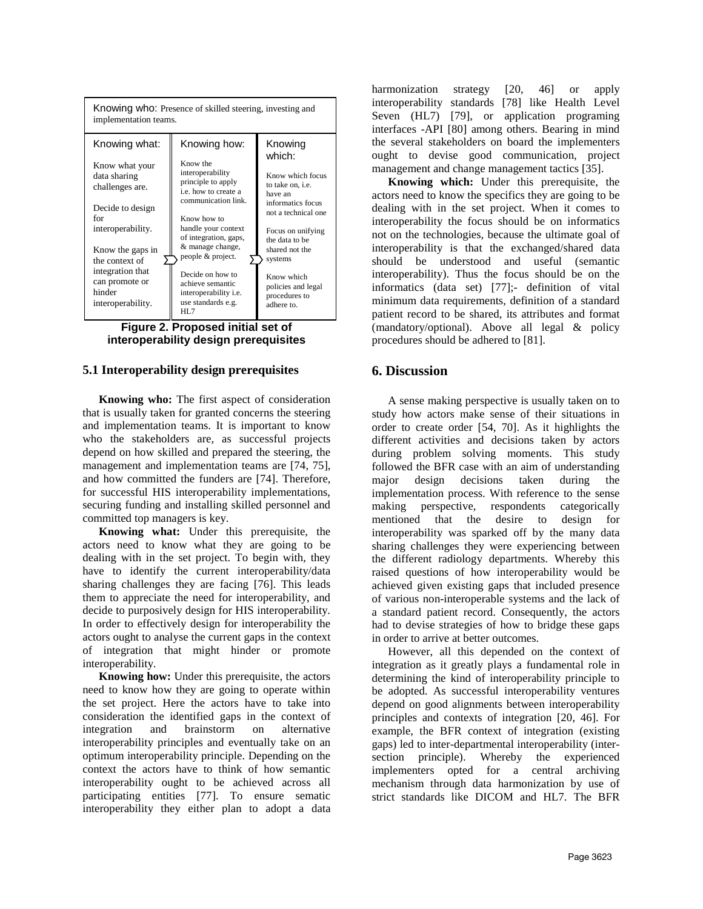| Knowing who: Presence of skilled steering, investing and implementation teams. | | |
|---|---|---|
| Knowing what: | Knowing how: | Knowing which: |
| Know what your data sharing challenges are. Decide to design for interoperability. Know the gaps in the context of integration that can promote or hinder interoperability. | Know the interoperability principle to apply i.e. how to create a communication link. Know how to handle your context of integration, gaps, & manage change, people & project. Decide on how to achieve semantic interoperability i.e. use standards e.g. HL7 | Know which focus to take on, i.e. have an informatics focus not a technical one. Focus on unifying the data to be shared not the systems. Know which policies and legal procedures to adhere to. |

**Figure 2. Proposed initial set of interoperability design prerequisites**

### 5.1 Interoperability design prerequisites

**Knowing who:** The first aspect of consideration that is usually taken for granted concerns the steering and implementation teams. It is important to know who the stakeholders are, as successful projects depend on how skilled and prepared the steering, the management and implementation teams are [74, 75], and how committed the funders are [74]. Therefore, for successful HIS interoperability implementations, securing funding and installing skilled personnel and committed top managers is key.

**Knowing what:** Under this prerequisite, the actors need to know what they are going to be dealing with in the set project. To begin with, they have to identify the current interoperability/data sharing challenges they are facing [76]. This leads them to appreciate the need for interoperability, and decide to purposively design for HIS interoperability. In order to effectively design for interoperability the actors ought to analyse the current gaps in the context of integration that might hinder or promote interoperability.

**Knowing how:** Under this prerequisite, the actors need to know how they are going to operate within the set project. Here the actors have to take into consideration the identified gaps in the context of integration and brainstorm on alternative interoperability principles and eventually take on an optimum interoperability principle. Depending on the context the actors have to think of how semantic interoperability ought to be achieved across all participating entities [77]. To ensure sematic interoperability they either plan to adopt a data harmonization strategy [20, 46] or apply interoperability standards [78] like Health Level Seven (HL7) [79], or application programing interfaces -API [80] among others. Bearing in mind the several stakeholders on board the implementers ought to devise good communication, project management and change management tactics [35].

**Knowing which:** Under this prerequisite, the actors need to know the specifics they are going to be dealing with in the set project. When it comes to interoperability the focus should be on informatics not on the technologies, because the ultimate goal of interoperability is that the exchanged/shared data should be understood and useful (semantic interoperability). Thus the focus should be on the informatics (data set) [77];- definition of vital minimum data requirements, definition of a standard patient record to be shared, its attributes and format (mandatory/optional). Above all legal & policy procedures should be adhered to [81].

## 6. Discussion

A sense making perspective is usually taken on to study how actors make sense of their situations in order to create order [54, 70]. As it highlights the different activities and decisions taken by actors during problem solving moments. This study followed the BFR case with an aim of understanding major design decisions taken during the implementation process. With reference to the sense making perspective, respondents categorically mentioned that the desire to design for interoperability was sparked off by the many data sharing challenges they were experiencing between the different radiology departments. Whereby this raised questions of how interoperability would be achieved given existing gaps that included presence of various non-interoperable systems and the lack of a standard patient record. Consequently, the actors had to devise strategies of how to bridge these gaps in order to arrive at better outcomes.

However, all this depended on the context of integration as it greatly plays a fundamental role in determining the kind of interoperability principle to be adopted. As successful interoperability ventures depend on good alignments between interoperability principles and contexts of integration [20, 46]. For example, the BFR context of integration (existing gaps) led to inter-departmental interoperability (inter-section principle). Whereby the experienced implementers opted for a central archiving mechanism through data harmonization by use of strict standards like DICOM and HL7. The BFR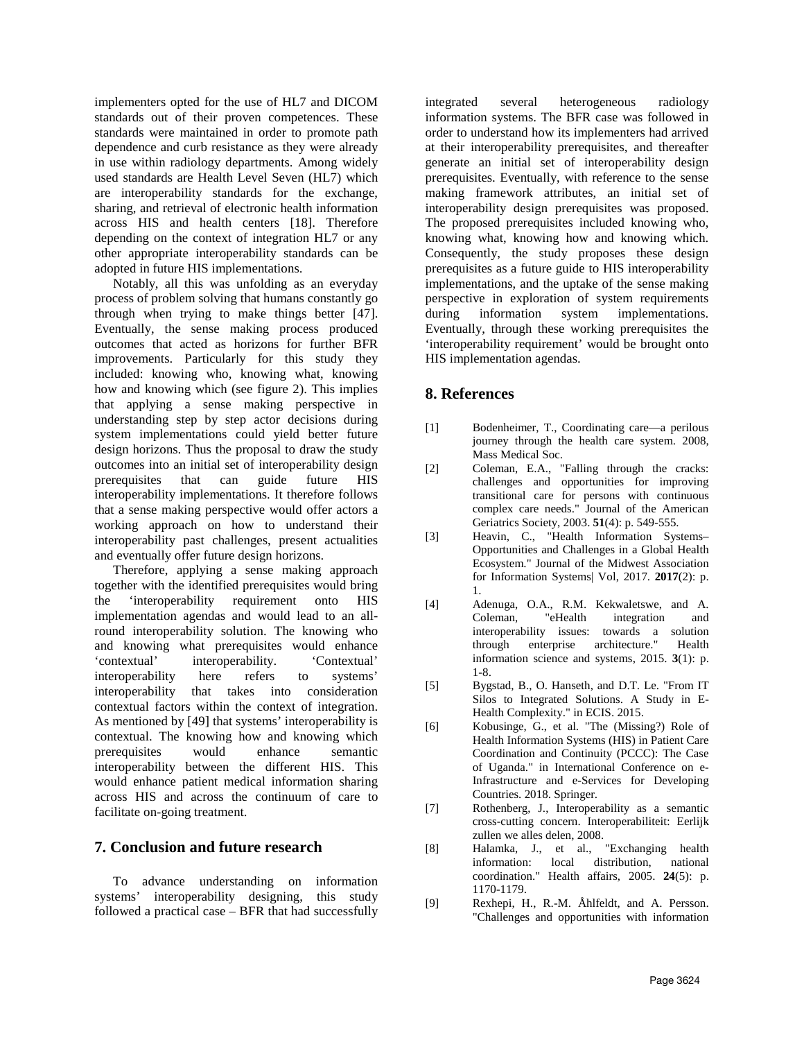implementers opted for the use of HL7 and DICOM standards out of their proven competences. These standards were maintained in order to promote path dependence and curb resistance as they were already in use within radiology departments. Among widely used standards are Health Level Seven (HL7) which are interoperability standards for the exchange, sharing, and retrieval of electronic health information across HIS and health centers [18]. Therefore depending on the context of integration HL7 or any other appropriate interoperability standards can be adopted in future HIS implementations.

Notably, all this was unfolding as an everyday process of problem solving that humans constantly go through when trying to make things better [47]. Eventually, the sense making process produced outcomes that acted as horizons for further BFR improvements. Particularly for this study they included: knowing who, knowing what, knowing how and knowing which (see figure 2). This implies that applying a sense making perspective in understanding step by step actor decisions during system implementations could yield better future design horizons. Thus the proposal to draw the study outcomes into an initial set of interoperability design prerequisites that can guide future HIS interoperability implementations. It therefore follows that a sense making perspective would offer actors a working approach on how to understand their interoperability past challenges, present actualities and eventually offer future design horizons.

Therefore, applying a sense making approach together with the identified prerequisites would bring the 'interoperability requirement onto HIS implementation agendas and would lead to an all-round interoperability solution. The knowing who and knowing what prerequisites would enhance 'contextual' interoperability. 'Contextual' interoperability here refers to systems' interoperability that takes into consideration contextual factors within the context of integration. As mentioned by [49] that systems' interoperability is contextual. The knowing how and knowing which prerequisites would enhance semantic interoperability between the different HIS. This would enhance patient medical information sharing across HIS and across the continuum of care to facilitate on-going treatment.

## 7. Conclusion and future research

To advance understanding on information systems' interoperability designing, this study followed a practical case – BFR that had successfully integrated several heterogeneous radiology information systems. The BFR case was followed in order to understand how its implementers had arrived at their interoperability prerequisites, and thereafter generate an initial set of interoperability design prerequisites. Eventually, with reference to the sense making framework attributes, an initial set of interoperability design prerequisites was proposed. The proposed prerequisites included knowing who, knowing what, knowing how and knowing which. Consequently, the study proposes these design prerequisites as a future guide to HIS interoperability implementations, and the uptake of the sense making perspective in exploration of system requirements during information system implementations. Eventually, through these working prerequisites the 'interoperability requirement' would be brought onto HIS implementation agendas.

## 8. References

[1] Bodenheimer, T., Coordinating care—a perilous journey through the health care system. 2008, Mass Medical Soc.

[2] Coleman, E.A., "Falling through the cracks: challenges and opportunities for improving transitional care for persons with continuous complex care needs." Journal of the American Geriatrics Society, 2003. **51**(4): p. 549-555.

[3] Heavin, C., "Health Information Systems– Opportunities and Challenges in a Global Health Ecosystem." Journal of the Midwest Association for Information Systems| Vol, 2017. **2017**(2): p. 1.

[4] Adenuga, O.A., R.M. Kekwaletswe, and A. Coleman, "eHealth integration and interoperability issues: towards a solution through enterprise architecture." Health information science and systems, 2015. **3**(1): p. 1-8.

[5] Bygstad, B., O. Hanseth, and D.T. Le. "From IT Silos to Integrated Solutions. A Study in E-Health Complexity." in ECIS. 2015.

[6] Kobusinge, G., et al. "The (Missing?) Role of Health Information Systems (HIS) in Patient Care Coordination and Continuity (PCCC): The Case of Uganda." in International Conference on e-Infrastructure and e-Services for Developing Countries. 2018. Springer.

[7] Rothenberg, J., Interoperability as a semantic cross-cutting concern. Interoperabiliteit: Eerlijk zullen we alles delen, 2008.

[8] Halamka, J., et al., "Exchanging health information: local distribution, national coordination." Health affairs, 2005. **24**(5): p. 1170-1179.

[9] Rexhepi, H., R.-M. Åhlfeldt, and A. Persson. "Challenges and opportunities with information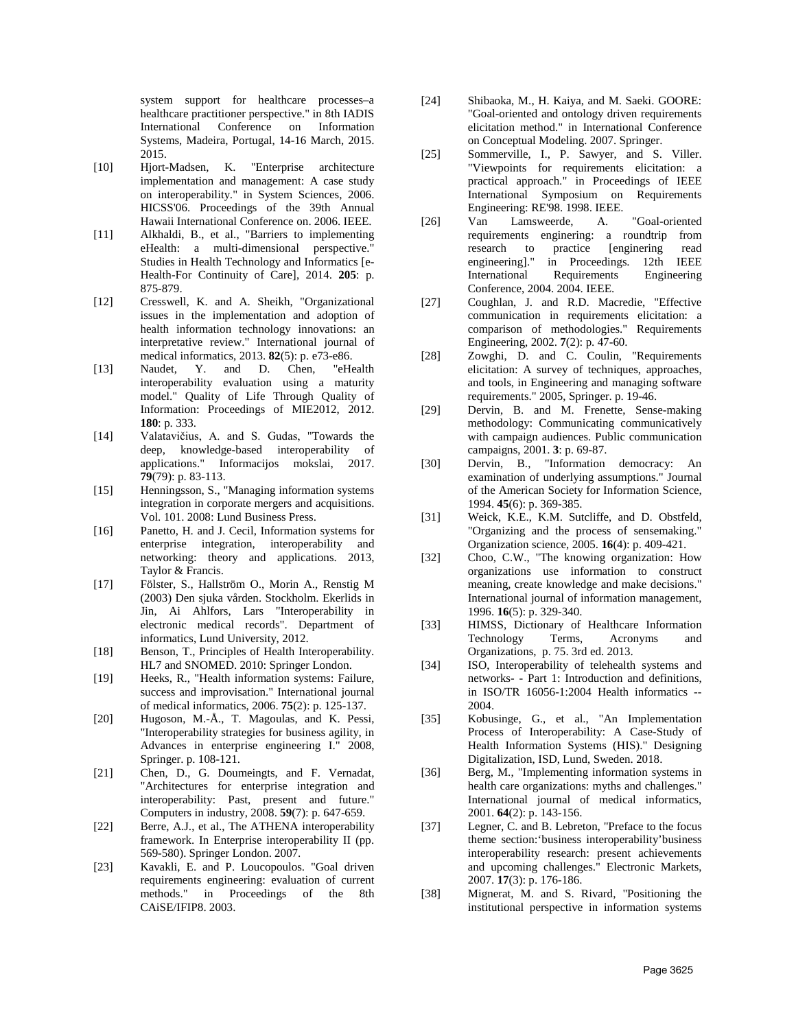system support for healthcare processes–a healthcare practitioner perspective." in 8th IADIS International Conference on Information Systems, Madeira, Portugal, 14-16 March, 2015. 2015.

[10] Hjort-Madsen, K. "Enterprise architecture implementation and management: A case study on interoperability." in System Sciences, 2006. HICSS'06. Proceedings of the 39th Annual Hawaii International Conference on. 2006. IEEE.

[11] Alkhaldi, B., et al., "Barriers to implementing eHealth: a multi-dimensional perspective." Studies in Health Technology and Informatics [e-Health-For Continuity of Care], 2014. **205**: p. 875-879.

[12] Cresswell, K. and A. Sheikh, "Organizational issues in the implementation and adoption of health information technology innovations: an interpretative review." International journal of medical informatics, 2013. **82**(5): p. e73-e86.

[13] Naudet, Y. and D. Chen, "eHealth interoperability evaluation using a maturity model." Quality of Life Through Quality of Information: Proceedings of MIE2012, 2012. **180**: p. 333.

[14] Valatavičius, A. and S. Gudas, "Towards the deep, knowledge-based interoperability of applications." Informacijos mokslai, 2017. **79**(79): p. 83-113.

[15] Henningsson, S., "Managing information systems integration in corporate mergers and acquisitions. Vol. 101. 2008: Lund Business Press.

[16] Panetto, H. and J. Cecil, Information systems for enterprise integration, interoperability and networking: theory and applications. 2013, Taylor & Francis.

[17] Fölster, S., Hallström O., Morin A., Renstig M (2003) Den sjuka vården. Stockholm. Ekerlids in Jin, Ai Ahlfors, Lars "Interoperability in electronic medical records". Department of informatics, Lund University, 2012.

[18] Benson, T., Principles of Health Interoperability. HL7 and SNOMED. 2010: Springer London.

[19] Heeks, R., "Health information systems: Failure, success and improvisation." International journal of medical informatics, 2006. **75**(2): p. 125-137.

[20] Hugoson, M.-Å., T. Magoulas, and K. Pessi, "Interoperability strategies for business agility, in Advances in enterprise engineering I." 2008, Springer. p. 108-121.

[21] Chen, D., G. Doumeingts, and F. Vernadat, "Architectures for enterprise integration and interoperability: Past, present and future." Computers in industry, 2008. **59**(7): p. 647-659.

[22] Berre, A.J., et al., The ATHENA interoperability framework. In Enterprise interoperability II (pp. 569-580). Springer London. 2007.

[23] Kavakli, E. and P. Loucopoulos. "Goal driven requirements engineering: evaluation of current methods." in Proceedings of the 8th CAiSE/IFIP8. 2003.

[24] Shibaoka, M., H. Kaiya, and M. Saeki. GOORE: "Goal-oriented and ontology driven requirements elicitation method." in International Conference on Conceptual Modeling. 2007. Springer.

[25] Sommerville, I., P. Sawyer, and S. Viller. "Viewpoints for requirements elicitation: a practical approach." in Proceedings of IEEE International Symposium on Requirements Engineering: RE'98. 1998. IEEE.

[26] Van Lamsweerde, A. "Goal-oriented requirements enginering: a roundtrip from research to practice [enginering read engineering]." in Proceedings. 12th IEEE International Requirements Engineering Conference, 2004. 2004. IEEE.

[27] Coughlan, J. and R.D. Macredie, "Effective communication in requirements elicitation: a comparison of methodologies." Requirements Engineering, 2002. **7**(2): p. 47-60.

[28] Zowghi, D. and C. Coulin, "Requirements elicitation: A survey of techniques, approaches, and tools, in Engineering and managing software requirements." 2005, Springer. p. 19-46.

[29] Dervin, B. and M. Frenette, Sense-making methodology: Communicating communicatively with campaign audiences. Public communication campaigns, 2001. **3**: p. 69-87.

[30] Dervin, B., "Information democracy: An examination of underlying assumptions." Journal of the American Society for Information Science, 1994. **45**(6): p. 369-385.

[31] Weick, K.E., K.M. Sutcliffe, and D. Obstfeld, "Organizing and the process of sensemaking." Organization science, 2005. **16**(4): p. 409-421.

[32] Choo, C.W., "The knowing organization: How organizations use information to construct meaning, create knowledge and make decisions." International journal of information management, 1996. **16**(5): p. 329-340.

[33] HIMSS, Dictionary of Healthcare Information Technology Terms, Acronyms and Organizations, p. 75. 3rd ed. 2013.

[34] ISO, Interoperability of telehealth systems and networks- - Part 1: Introduction and definitions, in ISO/TR 16056-1:2004 Health informatics -- 2004.

[35] Kobusinge, G., et al., "An Implementation Process of Interoperability: A Case-Study of Health Information Systems (HIS)." Designing Digitalization, ISD, Lund, Sweden. 2018.

[36] Berg, M., "Implementing information systems in health care organizations: myths and challenges." International journal of medical informatics, 2001. **64**(2): p. 143-156.

[37] Legner, C. and B. Lebreton, "Preface to the focus theme section:'business interoperability'business interoperability research: present achievements and upcoming challenges." Electronic Markets, 2007. **17**(3): p. 176-186.

[38] Mignerat, M. and S. Rivard, "Positioning the institutional perspective in information systems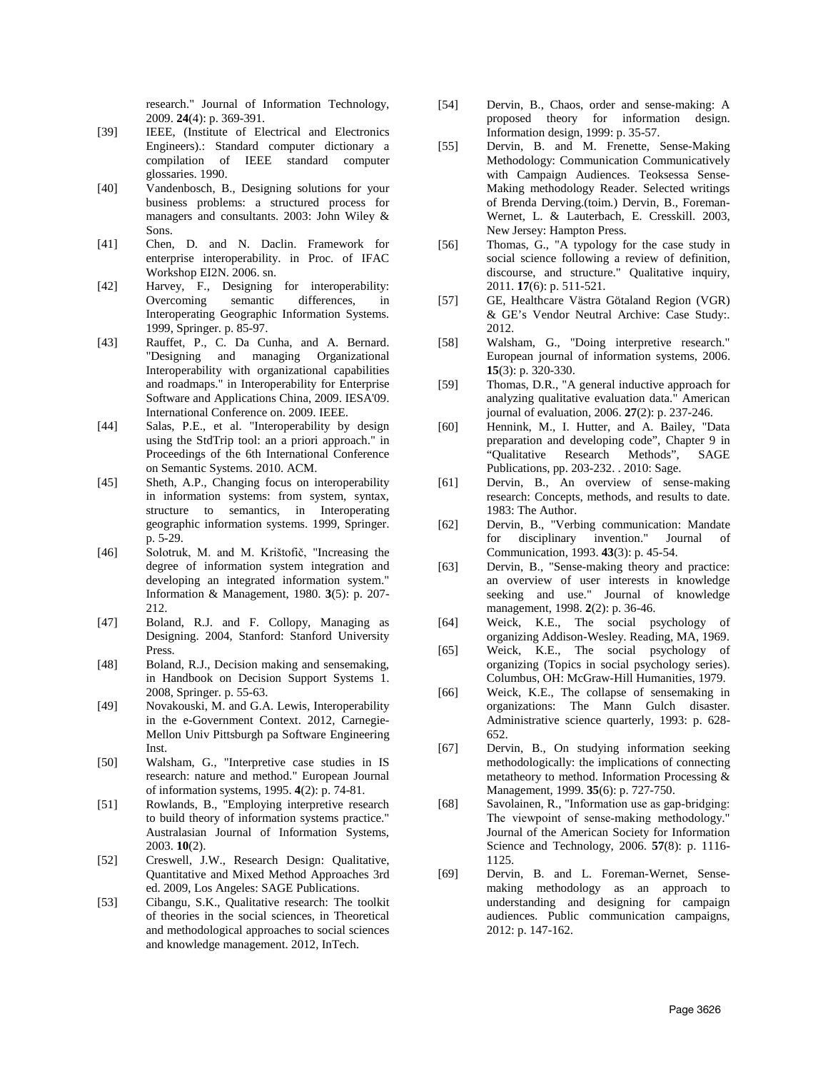research." Journal of Information Technology, 2009. **24**(4): p. 369-391.

[39] IEEE, (Institute of Electrical and Electronics Engineers).: Standard computer dictionary a compilation of IEEE standard computer glossaries. 1990.

[40] Vandenbosch, B., Designing solutions for your business problems: a structured process for managers and consultants. 2003: John Wiley & Sons.

[41] Chen, D. and N. Daclin. Framework for enterprise interoperability. in Proc. of IFAC Workshop EI2N. 2006. sn.

[42] Harvey, F., Designing for interoperability: Overcoming semantic differences, in Interoperating Geographic Information Systems. 1999, Springer. p. 85-97.

[43] Rauffet, P., C. Da Cunha, and A. Bernard. "Designing and managing Organizational Interoperability with organizational capabilities and roadmaps." in Interoperability for Enterprise Software and Applications China, 2009. IESA'09. International Conference on. 2009. IEEE.

[44] Salas, P.E., et al. "Interoperability by design using the StdTrip tool: an a priori approach." in Proceedings of the 6th International Conference on Semantic Systems. 2010. ACM.

[45] Sheth, A.P., Changing focus on interoperability in information systems: from system, syntax, structure to semantics, in Interoperating geographic information systems. 1999, Springer. p. 5-29.

[46] Solotruk, M. and M. Krištofič, "Increasing the degree of information system integration and developing an integrated information system." Information & Management, 1980. **3**(5): p. 207-212.

[47] Boland, R.J. and F. Collopy, Managing as Designing. 2004, Stanford: Stanford University Press.

[48] Boland, R.J., Decision making and sensemaking, in Handbook on Decision Support Systems 1. 2008, Springer. p. 55-63.

[49] Novakouski, M. and G.A. Lewis, Interoperability in the e-Government Context. 2012, Carnegie-Mellon Univ Pittsburgh pa Software Engineering Inst.

[50] Walsham, G., "Interpretive case studies in IS research: nature and method." European Journal of information systems, 1995. **4**(2): p. 74-81.

[51] Rowlands, B., "Employing interpretive research to build theory of information systems practice." Australasian Journal of Information Systems, 2003. **10**(2).

[52] Creswell, J.W., Research Design: Qualitative, Quantitative and Mixed Method Approaches 3rd ed. 2009, Los Angeles: SAGE Publications.

[53] Cibangu, S.K., Qualitative research: The toolkit of theories in the social sciences, in Theoretical and methodological approaches to social sciences and knowledge management. 2012, InTech.

[54] Dervin, B., Chaos, order and sense-making: A proposed theory for information design. Information design, 1999: p. 35-57.

[55] Dervin, B. and M. Frenette, Sense-Making Methodology: Communication Communicatively with Campaign Audiences. Teoksessa Sense-Making methodology Reader. Selected writings of Brenda Derving.(toim.) Dervin, B., Foreman-Wernet, L. & Lauterbach, E. Cresskill. 2003, New Jersey: Hampton Press.

[56] Thomas, G., "A typology for the case study in social science following a review of definition, discourse, and structure." Qualitative inquiry, 2011. **17**(6): p. 511-521.

[57] GE, Healthcare Västra Götaland Region (VGR) & GE's Vendor Neutral Archive: Case Study:. 2012.

[58] Walsham, G., "Doing interpretive research." European journal of information systems, 2006. **15**(3): p. 320-330.

[59] Thomas, D.R., "A general inductive approach for analyzing qualitative evaluation data." American journal of evaluation, 2006. **27**(2): p. 237-246.

[60] Hennink, M., I. Hutter, and A. Bailey, "Data preparation and developing code", Chapter 9 in "Qualitative Research Methods", SAGE Publications, pp. 203-232. . 2010: Sage.

[61] Dervin, B., An overview of sense-making research: Concepts, methods, and results to date. 1983: The Author.

[62] Dervin, B., "Verbing communication: Mandate for disciplinary invention." Journal of Communication, 1993. **43**(3): p. 45-54.

[63] Dervin, B., "Sense-making theory and practice: an overview of user interests in knowledge seeking and use." Journal of knowledge management, 1998. **2**(2): p. 36-46.

[64] Weick, K.E., The social psychology of organizing Addison-Wesley. Reading, MA, 1969.

[65] Weick, K.E., The social psychology of organizing (Topics in social psychology series). Columbus, OH: McGraw-Hill Humanities, 1979.

[66] Weick, K.E., The collapse of sensemaking in organizations: The Mann Gulch disaster. Administrative science quarterly, 1993: p. 628-652.

[67] Dervin, B., On studying information seeking methodologically: the implications of connecting metatheory to method. Information Processing & Management, 1999. **35**(6): p. 727-750.

[68] Savolainen, R., "Information use as gap-bridging: The viewpoint of sense-making methodology." Journal of the American Society for Information Science and Technology, 2006. **57**(8): p. 1116-1125.

[69] Dervin, B. and L. Foreman-Wernet, Sense-making methodology as an approach to understanding and designing for campaign audiences. Public communication campaigns, 2012: p. 147-162.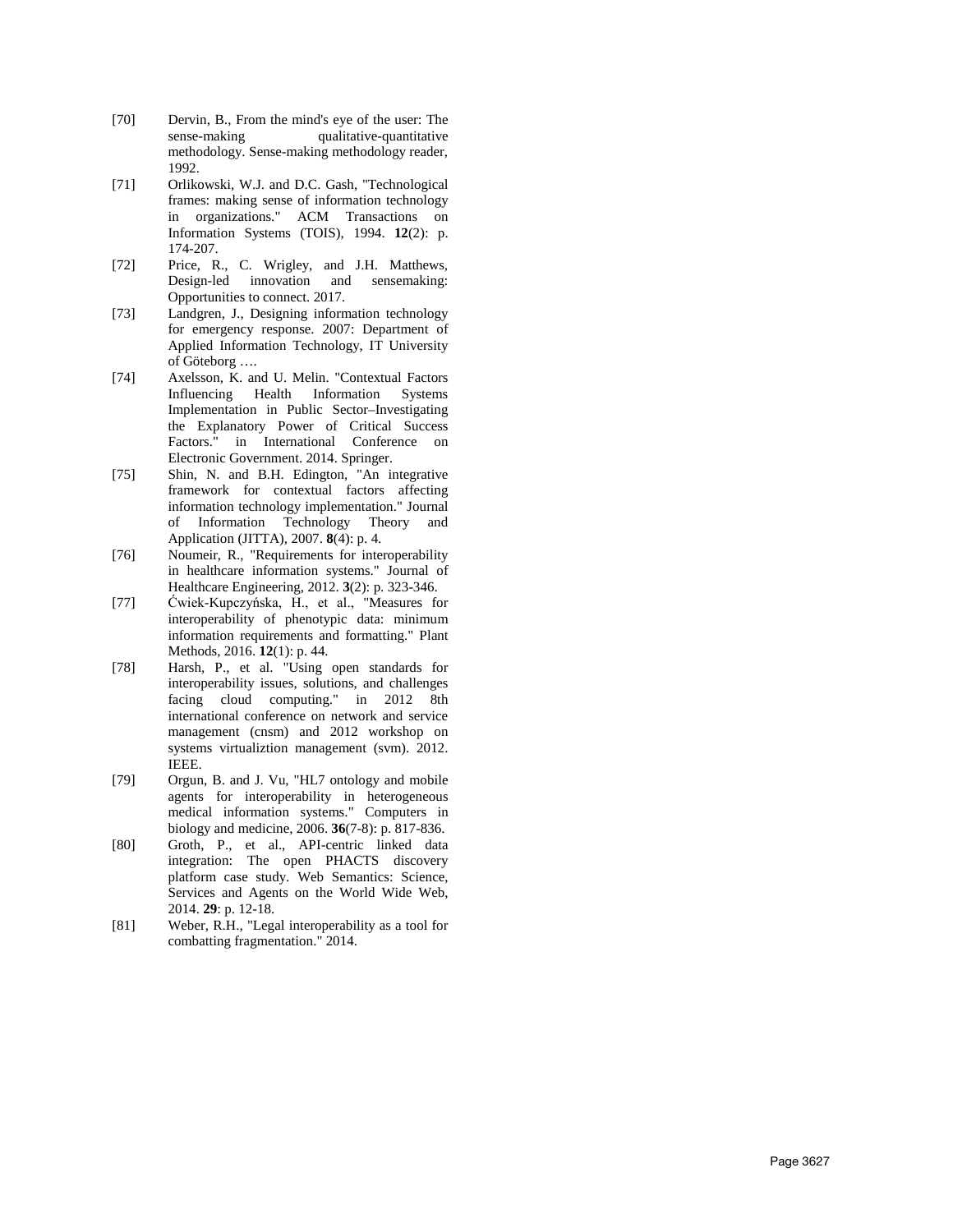[70] Dervin, B., From the mind's eye of the user: The sense-making qualitative-quantitative methodology. Sense-making methodology reader, 1992.

[71] Orlikowski, W.J. and D.C. Gash, "Technological frames: making sense of information technology in organizations." ACM Transactions on Information Systems (TOIS), 1994. **12**(2): p. 174-207.

[72] Price, R., C. Wrigley, and J.H. Matthews, Design-led innovation and sensemaking: Opportunities to connect. 2017.

[73] Landgren, J., Designing information technology for emergency response. 2007: Department of Applied Information Technology, IT University of Göteborg ….

[74] Axelsson, K. and U. Melin. "Contextual Factors Influencing Health Information Systems Implementation in Public Sector–Investigating the Explanatory Power of Critical Success Factors." in International Conference on Electronic Government. 2014. Springer.

[75] Shin, N. and B.H. Edington, "An integrative framework for contextual factors affecting information technology implementation." Journal of Information Technology Theory and Application (JITTA), 2007. **8**(4): p. 4.

[76] Noumeir, R., "Requirements for interoperability in healthcare information systems." Journal of Healthcare Engineering, 2012. **3**(2): p. 323-346.

[77] Ćwiek-Kupczyńska, H., et al., "Measures for interoperability of phenotypic data: minimum information requirements and formatting." Plant Methods, 2016. **12**(1): p. 44.

[78] Harsh, P., et al. "Using open standards for interoperability issues, solutions, and challenges facing cloud computing." in 2012 8th international conference on network and service management (cnsm) and 2012 workshop on systems virtualiztion management (svm). 2012. IEEE.

[79] Orgun, B. and J. Vu, "HL7 ontology and mobile agents for interoperability in heterogeneous medical information systems." Computers in biology and medicine, 2006. **36**(7-8): p. 817-836.

[80] Groth, P., et al., API-centric linked data integration: The open PHACTS discovery platform case study. Web Semantics: Science, Services and Agents on the World Wide Web, 2014. **29**: p. 12-18.

[81] Weber, R.H., "Legal interoperability as a tool for combatting fragmentation." 2014.